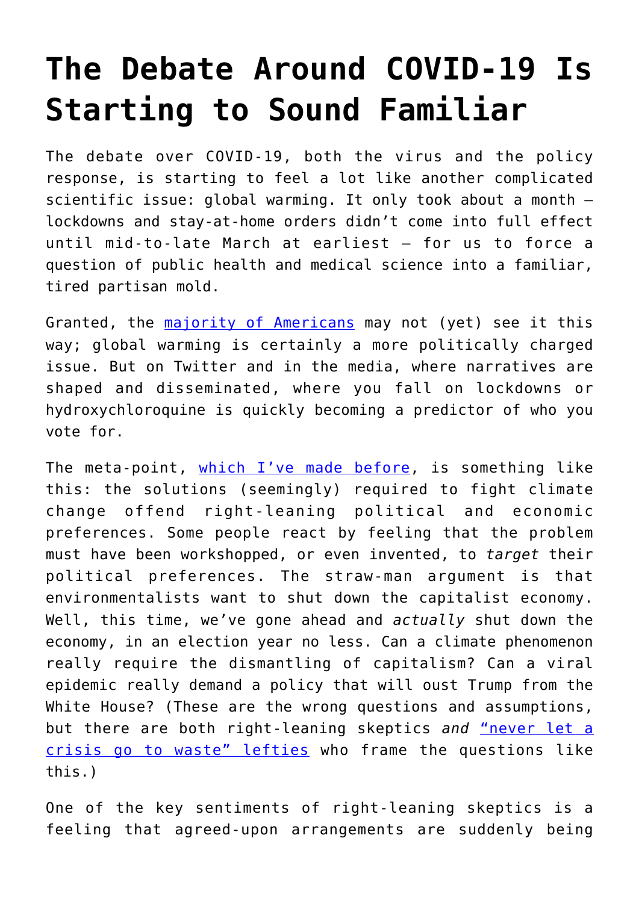# The Debate Around COVID-19 Is Starting to Sound Familiar

The debate over COVID-19, both the virus and the policy response, is starting to feel a lot like another complicated scientific issue: global warming. It only took about a month — lockdowns and stay-at-home orders didn't come into full effect until mid-to-late March at earliest — for us to force a question of public health and medical science into a familiar, tired partisan mold.

Granted, the majority of Americans may not (yet) see it this way; global warming is certainly a more politically charged issue. But on Twitter and in the media, where narratives are shaped and disseminated, where you fall on lockdowns or hydroxychloroquine is quickly becoming a predictor of who you vote for.

The meta-point, which I've made before, is something like this: the solutions (seemingly) required to fight climate change offend right-leaning political and economic preferences. Some people react by feeling that the problem must have been workshopped, or even invented, to *target* their political preferences. The straw-man argument is that environmentalists want to shut down the capitalist economy. Well, this time, we've gone ahead and *actually* shut down the economy, in an election year no less. Can a climate phenomenon really require the dismantling of capitalism? Can a viral epidemic really demand a policy that will oust Trump from the White House? (These are the wrong questions and assumptions, but there are both right-leaning skeptics *and* "never let a crisis go to waste" lefties who frame the questions like this.)

One of the key sentiments of right-leaning skeptics is a feeling that agreed-upon arrangements are suddenly being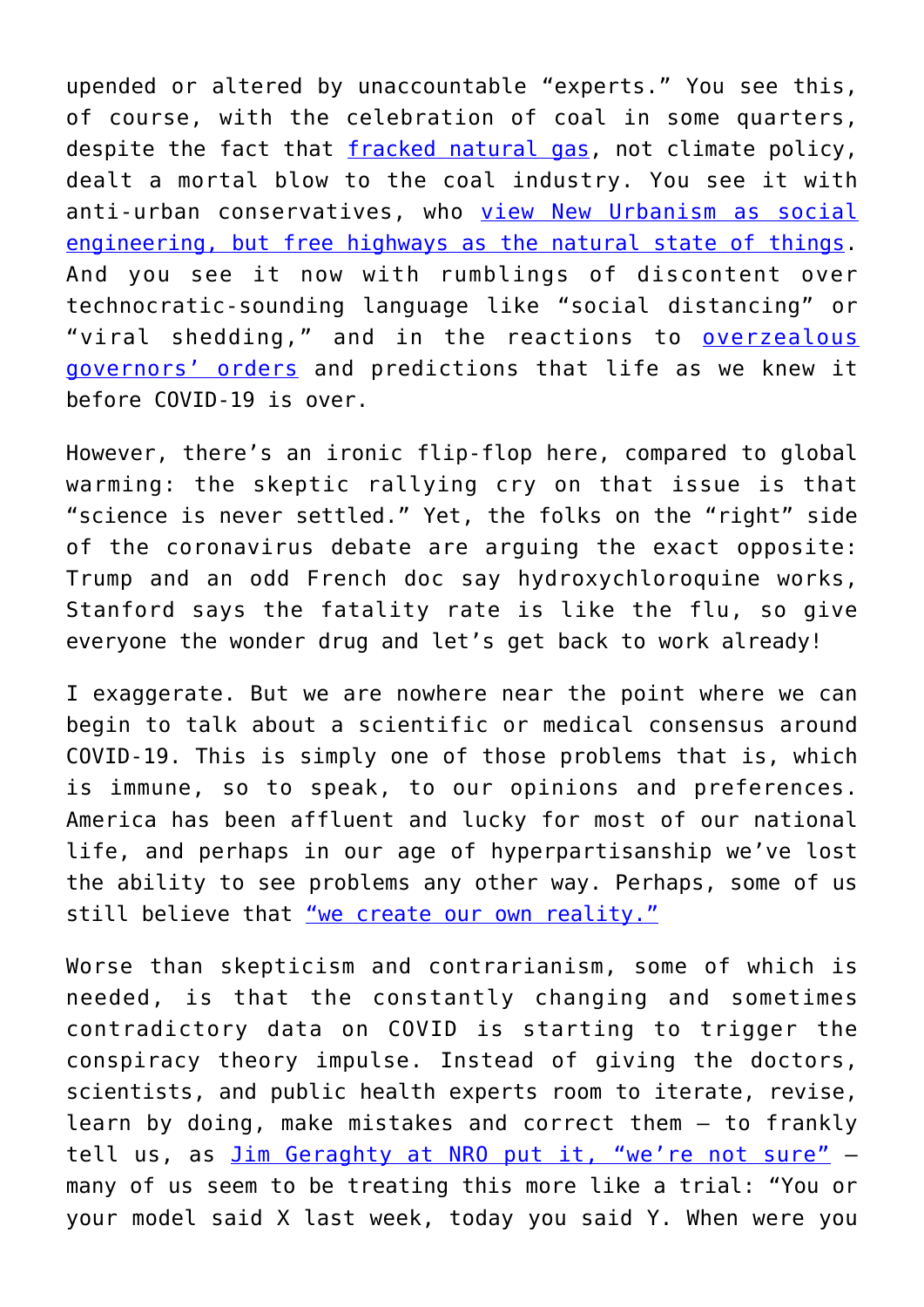upended or altered by unaccountable "experts." You see this, of course, with the celebration of coal in some quarters, despite the fact that fracked natural gas, not climate policy, dealt a mortal blow to the coal industry. You see it with anti-urban conservatives, who view New Urbanism as social engineering, but free highways as the natural state of things. And you see it now with rumblings of discontent over technocratic-sounding language like "social distancing" or "viral shedding," and in the reactions to overzealous governors' orders and predictions that life as we knew it before COVID-19 is over.

However, there's an ironic flip-flop here, compared to global warming: the skeptic rallying cry on that issue is that "science is never settled." Yet, the folks on the "right" side of the coronavirus debate are arguing the exact opposite: Trump and an odd French doc say hydroxychloroquine works, Stanford says the fatality rate is like the flu, so give everyone the wonder drug and let's get back to work already!

I exaggerate. But we are nowhere near the point where we can begin to talk about a scientific or medical consensus around COVID-19. This is simply one of those problems that is, which is immune, so to speak, to our opinions and preferences. America has been affluent and lucky for most of our national life, and perhaps in our age of hyperpartisanship we've lost the ability to see problems any other way. Perhaps, some of us still believe that "we create our own reality."

Worse than skepticism and contrarianism, some of which is needed, is that the constantly changing and sometimes contradictory data on COVID is starting to trigger the conspiracy theory impulse. Instead of giving the doctors, scientists, and public health experts room to iterate, revise, learn by doing, make mistakes and correct them — to frankly tell us, as Jim Geraghty at NRO put it, "we're not sure" — many of us seem to be treating this more like a trial: "You or your model said X last week, today you said Y. When were you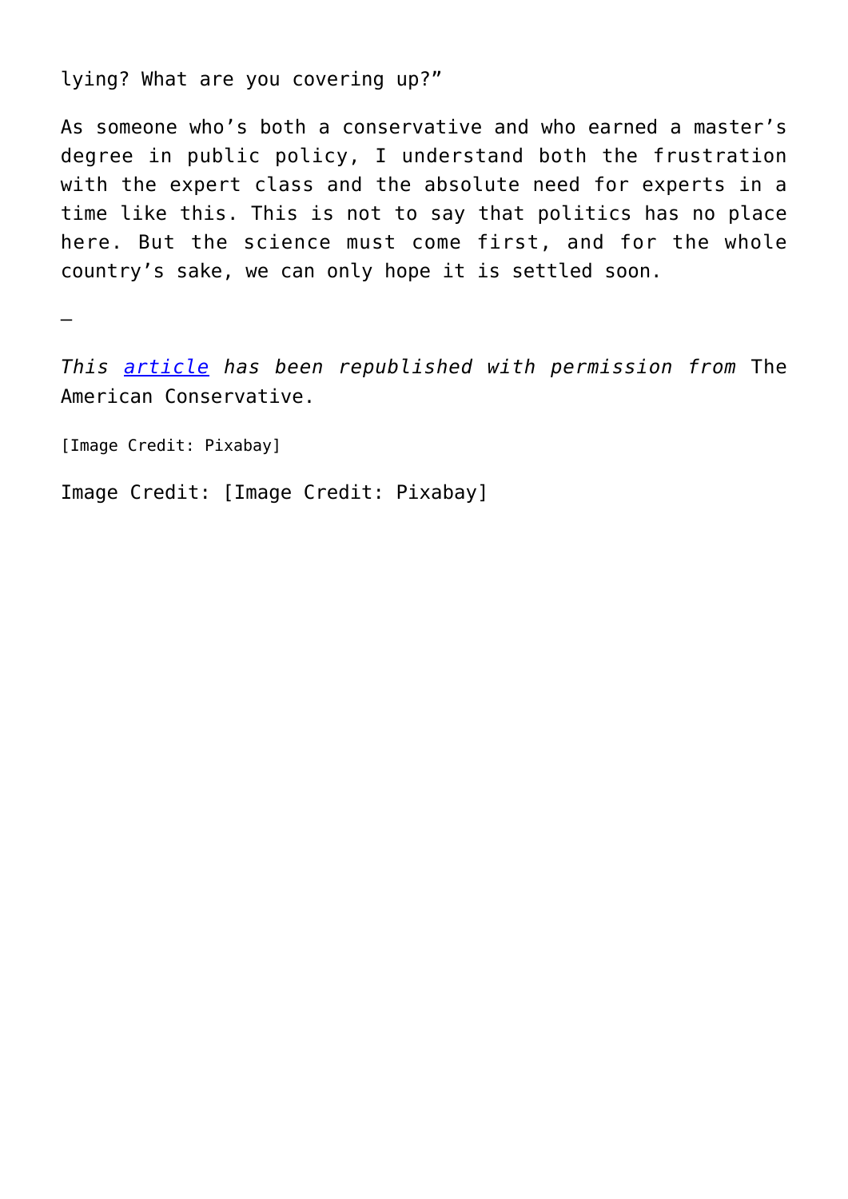lying? What are you covering up?”

As someone who’s both a conservative and who earned a master’s degree in public policy, I understand both the frustration with the expert class and the absolute need for experts in a time like this. This is not to say that politics has no place here. But the science must come first, and for the whole country’s sake, we can only hope it is settled soon.

—

*This article has been republished with permission from* The American Conservative.

[Image Credit: Pixabay]

Image Credit: [Image Credit: Pixabay]